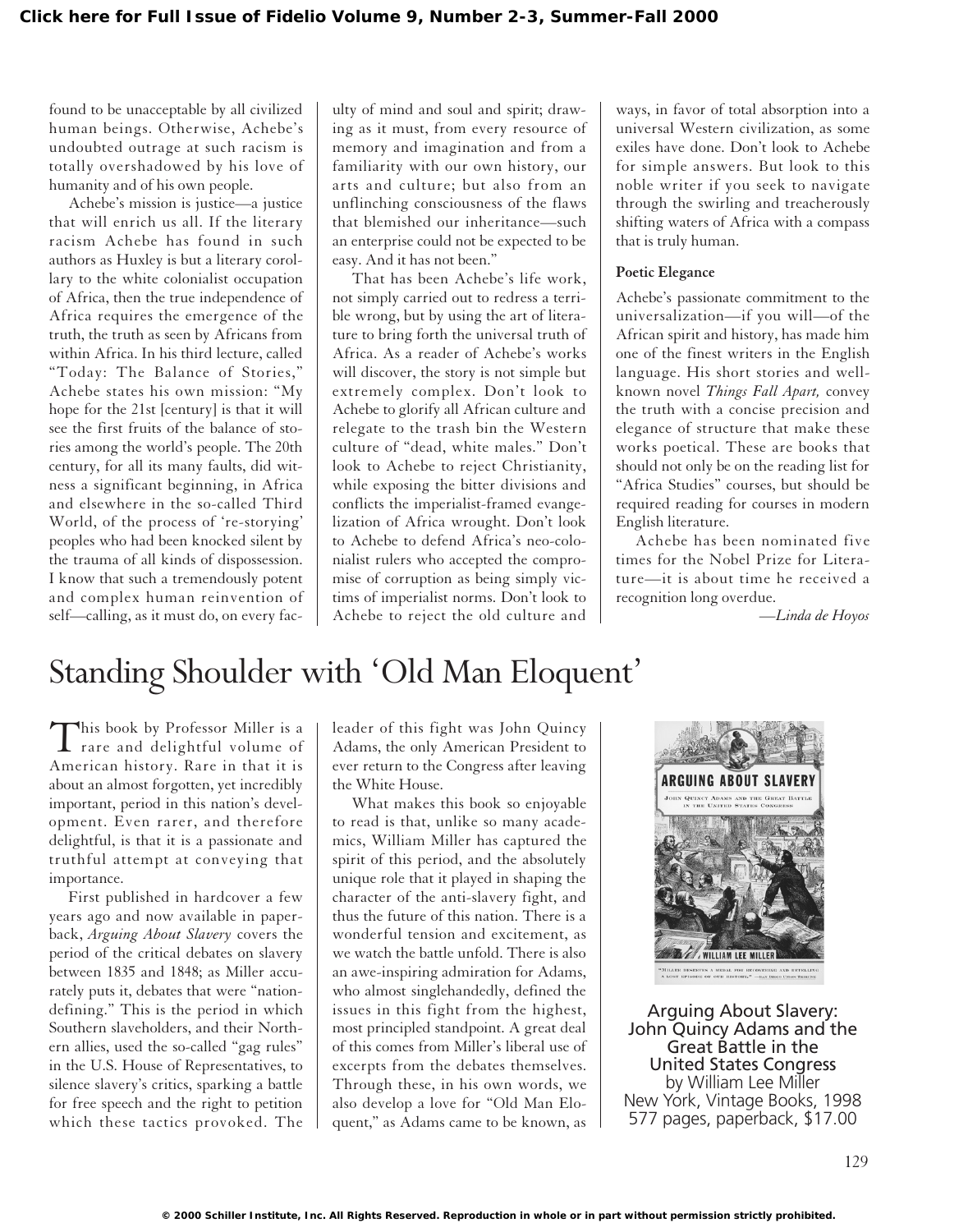found to be unacceptable by all civilized human beings. Otherwise, Achebe's undoubted outrage at such racism is totally overshadowed by his love of humanity and of his own people.

Achebe's mission is justice—a justice that will enrich us all. If the literary racism Achebe has found in such authors as Huxley is but a literary corollary to the white colonialist occupation of Africa, then the true independence of Africa requires the emergence of the truth, the truth as seen by Africans from within Africa. In his third lecture, called "Today: The Balance of Stories," Achebe states his own mission: "My hope for the 21st [century] is that it will see the first fruits of the balance of stories among the world's people. The 20th century, for all its many faults, did witness a significant beginning, in Africa and elsewhere in the so-called Third World, of the process of 're-storying' peoples who had been knocked silent by the trauma of all kinds of dispossession. I know that such a tremendously potent and complex human reinvention of self—calling, as it must do, on every faculty of mind and soul and spirit; drawing as it must, from every resource of memory and imagination and from a familiarity with our own history, our arts and culture; but also from an unflinching consciousness of the flaws that blemished our inheritance—such an enterprise could not be expected to be easy. And it has not been."

That has been Achebe's life work, not simply carried out to redress a terrible wrong, but by using the art of literature to bring forth the universal truth of Africa. As a reader of Achebe's works will discover, the story is not simple but extremely complex. Don't look to Achebe to glorify all African culture and relegate to the trash bin the Western culture of "dead, white males." Don't look to Achebe to reject Christianity, while exposing the bitter divisions and conflicts the imperialist-framed evangelization of Africa wrought. Don't look to Achebe to defend Africa's neo-colonialist rulers who accepted the compromise of corruption as being simply victims of imperialist norms. Don't look to Achebe to reject the old culture and ways, in favor of total absorption into a universal Western civilization, as some exiles have done. Don't look to Achebe for simple answers. But look to this noble writer if you seek to navigate through the swirling and treacherously shifting waters of Africa with a compass that is truly human.

### Poetic Elegance

Achebe's passionate commitment to the universalization—if you will—of the African spirit and history, has made him one of the finest writers in the English language. His short stories and well-known novel *Things Fall Apart,* convey the truth with a concise precision and elegance of structure that make these works poetical. These are books that should not only be on the reading list for "Africa Studies" courses, but should be required reading for courses in modern English literature.

Achebe has been nominated five times for the Nobel Prize for Literature—it is about time he received a recognition long overdue.

*—Linda de Hoyos*

# Standing Shoulder with 'Old Man Eloquent'

**Arguing About Slavery: John Quincy Adams and the Great Battle in the United States Congress**
by William Lee Miller
New York, Vintage Books, 1998
577 pages, paperback, $17.00

This book by Professor Miller is a rare and delightful volume of American history. Rare in that it is about an almost forgotten, yet incredibly important, period in this nation's development. Even rarer, and therefore delightful, is that it is a passionate and truthful attempt at conveying that importance.

First published in hardcover a few years ago and now available in paperback, *Arguing About Slavery* covers the period of the critical debates on slavery between 1835 and 1848; as Miller accurately puts it, debates that were "nation-defining." This is the period in which Southern slaveholders, and their Northern allies, used the so-called "gag rules" in the U.S. House of Representatives, to silence slavery's critics, sparking a battle for free speech and the right to petition which these tactics provoked. The leader of this fight was John Quincy Adams, the only American President to ever return to the Congress after leaving the White House.

What makes this book so enjoyable to read is that, unlike so many academics, William Miller has captured the spirit of this period, and the absolutely unique role that it played in shaping the character of the anti-slavery fight, and thus the future of this nation. There is a wonderful tension and excitement, as we watch the battle unfold. There is also an awe-inspiring admiration for Adams, who almost singlehandedly, defined the issues in this fight from the highest, most principled standpoint. A great deal of this comes from Miller's liberal use of excerpts from the debates themselves. Through these, in his own words, we also develop a love for "Old Man Eloquent," as Adams came to be known, as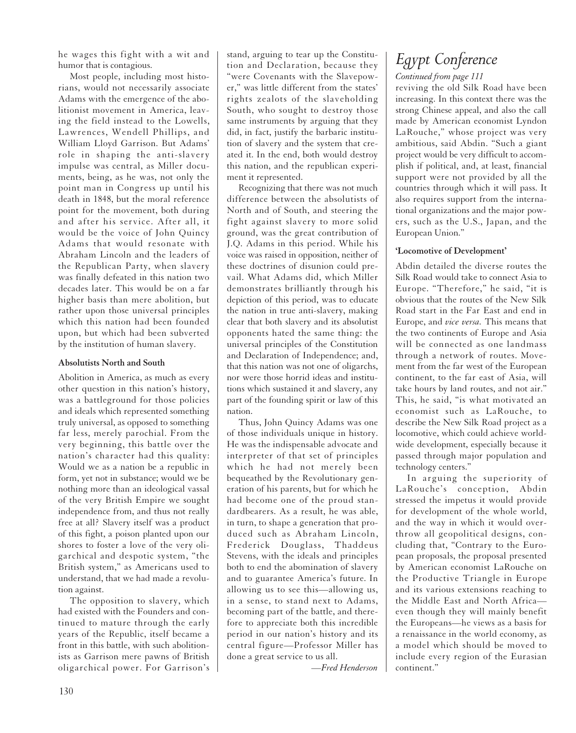he wages this fight with a wit and humor that is contagious.

Most people, including most historians, would not necessarily associate Adams with the emergence of the abolitionist movement in America, leaving the field instead to the Lowells, Lawrences, Wendell Phillips, and William Lloyd Garrison. But Adams' role in shaping the anti-slavery impulse was central, as Miller documents, being, as he was, not only the point man in Congress up until his death in 1848, but the moral reference point for the movement, both during and after his service. After all, it would be the voice of John Quincy Adams that would resonate with Abraham Lincoln and the leaders of the Republican Party, when slavery was finally defeated in this nation two decades later. This would be on a far higher basis than mere abolition, but rather upon those universal principles which this nation had been founded upon, but which had been subverted by the institution of human slavery.

**Absolutists North and South**

Abolition in America, as much as every other question in this nation's history, was a battleground for those policies and ideals which represented something truly universal, as opposed to something far less, merely parochial. From the very beginning, this battle over the nation's character had this quality: Would we as a nation be a republic in form, yet not in substance; would we be nothing more than an ideological vassal of the very British Empire we sought independence from, and thus not really free at all? Slavery itself was a product of this fight, a poison planted upon our shores to foster a love of the very oligarchical and despotic system, "the British system," as Americans used to understand, that we had made a revolution against.

The opposition to slavery, which had existed with the Founders and continued to mature through the early years of the Republic, itself became a front in this battle, with such abolitionists as Garrison mere pawns of British oligarchical power. For Garrison's stand, arguing to tear up the Constitution and Declaration, because they "were Covenants with the Slavepower," was little different from the states' rights zealots of the slaveholding South, who sought to destroy those same instruments by arguing that they did, in fact, justify the barbaric institution of slavery and the system that created it. In the end, both would destroy this nation, and the republican experiment it represented.

Recognizing that there was not much difference between the absolutists of North and of South, and steering the fight against slavery to more solid ground, was the great contribution of J.Q. Adams in this period. While his voice was raised in opposition, neither of these doctrines of disunion could prevail. What Adams did, which Miller demonstrates brilliantly through his depiction of this period, was to educate the nation in true anti-slavery, making clear that both slavery and its absolutist opponents hated the same thing: the universal principles of the Constitution and Declaration of Independence; and, that this nation was not one of oligarchs, nor were those horrid ideas and institutions which sustained it and slavery, any part of the founding spirit or law of this nation.

Thus, John Quincy Adams was one of those individuals unique in history. He was the indispensable advocate and interpreter of that set of principles which he had not merely been bequeathed by the Revolutionary generation of his parents, but for which he had become one of the proud standardbearers. As a result, he was able, in turn, to shape a generation that produced such as Abraham Lincoln, Frederick Douglass, Thaddeus Stevens, with the ideals and principles both to end the abomination of slavery and to guarantee America's future. In allowing us to see this—allowing us, in a sense, to stand next to Adams, becoming part of the battle, and therefore to appreciate both this incredible period in our nation's history and its central figure—Professor Miller has done a great service to us all.

—*Fred Henderson*

# *Egypt Conference*

*Continued from page 111*

reviving the old Silk Road have been increasing. In this context there was the strong Chinese appeal, and also the call made by American economist Lyndon LaRouche," whose project was very ambitious, said Abdin. "Such a giant project would be very difficult to accomplish if political, and, at least, financial support were not provided by all the countries through which it will pass. It also requires support from the international organizations and the major powers, such as the U.S., Japan, and the European Union."

**'Locomotive of Development'**

Abdin detailed the diverse routes the Silk Road would take to connect Asia to Europe. "Therefore," he said, "it is obvious that the routes of the New Silk Road start in the Far East and end in Europe, and *vice versa.* This means that the two continents of Europe and Asia will be connected as one landmass through a network of routes. Movement from the far west of the European continent, to the far east of Asia, will take hours by land routes, and not air." This, he said, "is what motivated an economist such as LaRouche, to describe the New Silk Road project as a locomotive, which could achieve worldwide development, especially because it passed through major population and technology centers."

In arguing the superiority of LaRouche's conception, Abdin stressed the impetus it would provide for development of the whole world, and the way in which it would overthrow all geopolitical designs, concluding that, "Contrary to the European proposals, the proposal presented by American economist LaRouche on the Productive Triangle in Europe and its various extensions reaching to the Middle East and North Africa—even though they will mainly benefit the Europeans—he views as a basis for a renaissance in the world economy, as a model which should be moved to include every region of the Eurasian continent."